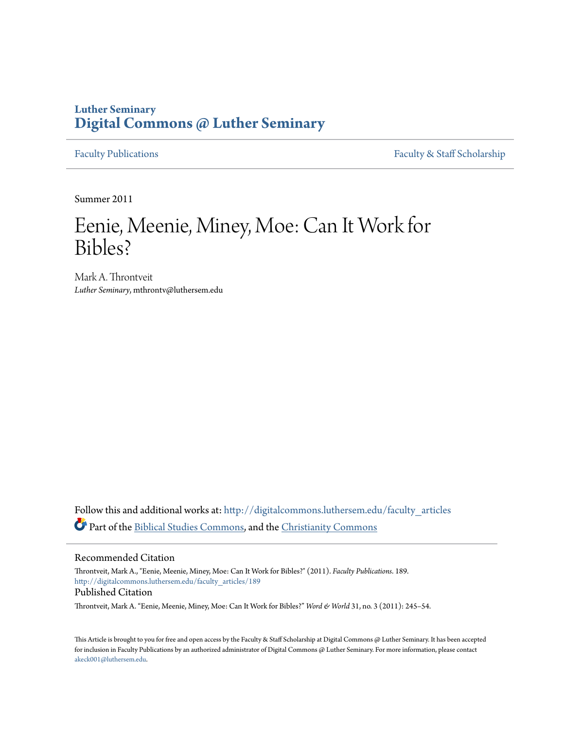**Luther Seminary**
**Digital Commons @ Luther Seminary**

Faculty Publications | Faculty & Staff Scholarship

Summer 2011

# Eenie, Meenie, Miney, Moe: Can It Work for Bibles?

Mark A. Throntveit
*Luther Seminary*, mthrontv@luthersem.edu

Follow this and additional works at: http://digitalcommons.luthersem.edu/faculty_articles

Part of the Biblical Studies Commons, and the Christianity Commons

## Recommended Citation

Throntveit, Mark A., "Eenie, Meenie, Miney, Moe: Can It Work for Bibles?" (2011). *Faculty Publications*. 189.
http://digitalcommons.luthersem.edu/faculty_articles/189

## Published Citation

Throntveit, Mark A. "Eenie, Meenie, Miney, Moe: Can It Work for Bibles?" *Word & World* 31, no. 3 (2011): 245–54.

This Article is brought to you for free and open access by the Faculty & Staff Scholarship at Digital Commons @ Luther Seminary. It has been accepted for inclusion in Faculty Publications by an authorized administrator of Digital Commons @ Luther Seminary. For more information, please contact akeck001@luthersem.edu.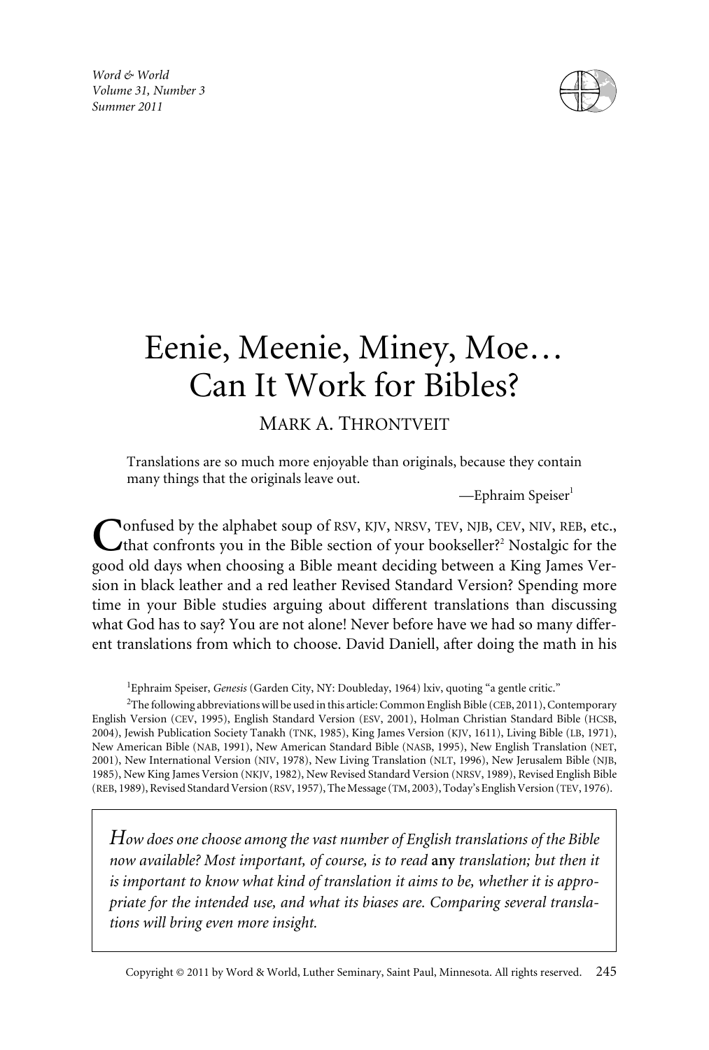# Eenie, Meenie, Miney, Moe… Can It Work for Bibles?

MARK A. THRONTVEIT

> Translations are so much more enjoyable than originals, because they contain many things that the originals leave out.
>
> —Ephraim Speiser[1]

Confused by the alphabet soup of RSV, KJV, NRSV, TEV, NJB, CEV, NIV, REB, etc., that confronts you in the Bible section of your bookseller?[2] Nostalgic for the good old days when choosing a Bible meant deciding between a King James Version in black leather and a red leather Revised Standard Version? Spending more time in your Bible studies arguing about different translations than discussing what God has to say? You are not alone! Never before have we had so many different translations from which to choose. David Daniell, after doing the math in his

[1]Ephraim Speiser, *Genesis* (Garden City, NY: Doubleday, 1964) lxiv, quoting "a gentle critic."

[2]The following abbreviations will be used in this article: Common English Bible (CEB, 2011), Contemporary English Version (CEV, 1995), English Standard Version (ESV, 2001), Holman Christian Standard Bible (HCSB, 2004), Jewish Publication Society Tanakh (TNK, 1985), King James Version (KJV, 1611), Living Bible (LB, 1971), New American Bible (NAB, 1991), New American Standard Bible (NASB, 1995), New English Translation (NET, 2001), New International Version (NIV, 1978), New Living Translation (NLT, 1996), New Jerusalem Bible (NJB, 1985), New King James Version (NKJV, 1982), New Revised Standard Version (NRSV, 1989), Revised English Bible (REB, 1989), Revised Standard Version (RSV, 1957), The Message (TM, 2003), Today's English Version (TEV, 1976).

*How does one choose among the vast number of English translations of the Bible now available? Most important, of course, is to read* **any** *translation; but then it is important to know what kind of translation it aims to be, whether it is appropriate for the intended use, and what its biases are. Comparing several translations will bring even more insight.*

Copyright © 2011 by Word & World, Luther Seminary, Saint Paul, Minnesota. All rights reserved.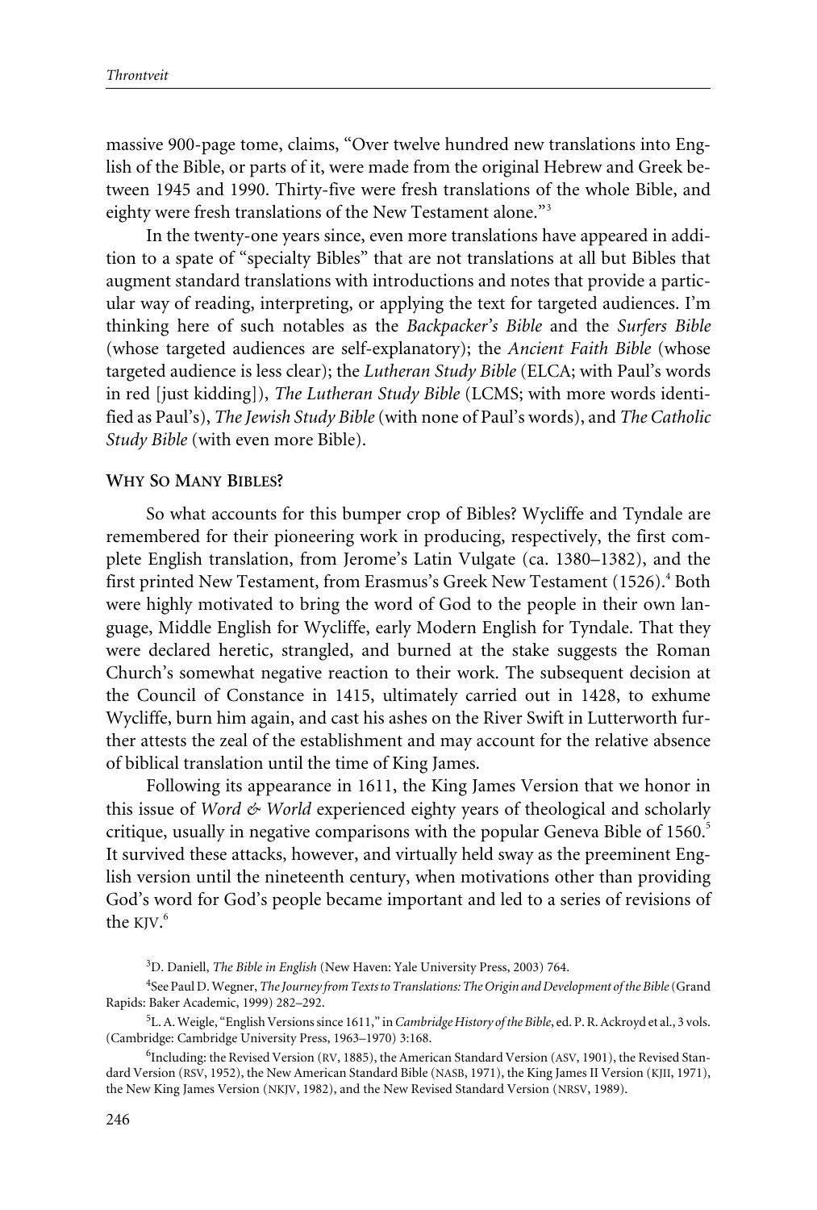massive 900-page tome, claims, "Over twelve hundred new translations into English of the Bible, or parts of it, were made from the original Hebrew and Greek between 1945 and 1990. Thirty-five were fresh translations of the whole Bible, and eighty were fresh translations of the New Testament alone."[3]

In the twenty-one years since, even more translations have appeared in addition to a spate of "specialty Bibles" that are not translations at all but Bibles that augment standard translations with introductions and notes that provide a particular way of reading, interpreting, or applying the text for targeted audiences. I'm thinking here of such notables as the *Backpacker's Bible* and the *Surfers Bible* (whose targeted audiences are self-explanatory); the *Ancient Faith Bible* (whose targeted audience is less clear); the *Lutheran Study Bible* (ELCA; with Paul's words in red [just kidding]), *The Lutheran Study Bible* (LCMS; with more words identified as Paul's), *The Jewish Study Bible* (with none of Paul's words), and *The Catholic Study Bible* (with even more Bible).

## WHY SO MANY BIBLES?

So what accounts for this bumper crop of Bibles? Wycliffe and Tyndale are remembered for their pioneering work in producing, respectively, the first complete English translation, from Jerome's Latin Vulgate (ca. 1380–1382), and the first printed New Testament, from Erasmus's Greek New Testament (1526).[4] Both were highly motivated to bring the word of God to the people in their own language, Middle English for Wycliffe, early Modern English for Tyndale. That they were declared heretic, strangled, and burned at the stake suggests the Roman Church's somewhat negative reaction to their work. The subsequent decision at the Council of Constance in 1415, ultimately carried out in 1428, to exhume Wycliffe, burn him again, and cast his ashes on the River Swift in Lutterworth further attests the zeal of the establishment and may account for the relative absence of biblical translation until the time of King James.

Following its appearance in 1611, the King James Version that we honor in this issue of *Word & World* experienced eighty years of theological and scholarly critique, usually in negative comparisons with the popular Geneva Bible of 1560.[5] It survived these attacks, however, and virtually held sway as the preeminent English version until the nineteenth century, when motivations other than providing God's word for God's people became important and led to a series of revisions of the KJV.[6]

[3] D. Daniell, *The Bible in English* (New Haven: Yale University Press, 2003) 764.

[4] See Paul D. Wegner, *The Journey from Texts to Translations: The Origin and Development of the Bible* (Grand Rapids: Baker Academic, 1999) 282–292.

[5] L. A. Weigle, "English Versions since 1611," in *Cambridge History of the Bible*, ed. P. R. Ackroyd et al., 3 vols. (Cambridge: Cambridge University Press, 1963–1970) 3:168.

[6] Including: the Revised Version (RV, 1885), the American Standard Version (ASV, 1901), the Revised Standard Version (RSV, 1952), the New American Standard Bible (NASB, 1971), the King James II Version (KJII, 1971), the New King James Version (NKJV, 1982), and the New Revised Standard Version (NRSV, 1989).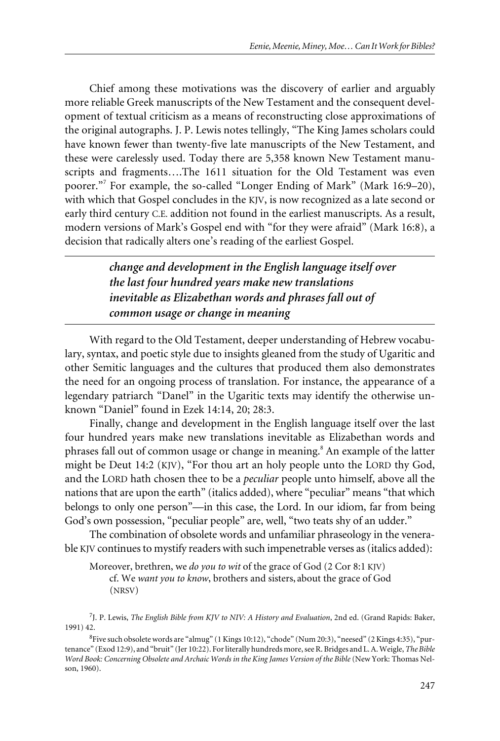Chief among these motivations was the discovery of earlier and arguably more reliable Greek manuscripts of the New Testament and the consequent development of textual criticism as a means of reconstructing close approximations of the original autographs. J. P. Lewis notes tellingly, "The King James scholars could have known fewer than twenty-five late manuscripts of the New Testament, and these were carelessly used. Today there are 5,358 known New Testament manuscripts and fragments….The 1611 situation for the Old Testament was even poorer."[7] For example, the so-called "Longer Ending of Mark" (Mark 16:9–20), with which that Gospel concludes in the KJV, is now recognized as a late second or early third century C.E. addition not found in the earliest manuscripts. As a result, modern versions of Mark's Gospel end with "for they were afraid" (Mark 16:8), a decision that radically alters one's reading of the earliest Gospel.

---

> ***change and development in the English language itself over the last four hundred years make new translations inevitable as Elizabethan words and phrases fall out of common usage or change in meaning***

---

With regard to the Old Testament, deeper understanding of Hebrew vocabulary, syntax, and poetic style due to insights gleaned from the study of Ugaritic and other Semitic languages and the cultures that produced them also demonstrates the need for an ongoing process of translation. For instance, the appearance of a legendary patriarch "Danel" in the Ugaritic texts may identify the otherwise unknown "Daniel" found in Ezek 14:14, 20; 28:3.

Finally, change and development in the English language itself over the last four hundred years make new translations inevitable as Elizabethan words and phrases fall out of common usage or change in meaning.[8] An example of the latter might be Deut 14:2 (KJV), "For thou art an holy people unto the LORD thy God, and the LORD hath chosen thee to be a *peculiar* people unto himself, above all the nations that are upon the earth" (italics added), where "peculiar" means "that which belongs to only one person"—in this case, the Lord. In our idiom, far from being God's own possession, "peculiar people" are, well, "two teats shy of an udder."

The combination of obsolete words and unfamiliar phraseology in the venerable KJV continues to mystify readers with such impenetrable verses as (italics added):

> Moreover, brethren, we *do you to wit* of the grace of God (2 Cor 8:1 KJV)
> cf. We *want you to know*, brothers and sisters, about the grace of God (NRSV)

---

[7] J. P. Lewis, *The English Bible from KJV to NIV: A History and Evaluation*, 2nd ed. (Grand Rapids: Baker, 1991) 42.

[8] Five such obsolete words are "almug" (1 Kings 10:12), "chode" (Num 20:3), "neesed" (2 Kings 4:35), "purtenance" (Exod 12:9), and "bruit" (Jer 10:22). For literally hundreds more, see R. Bridges and L. A. Weigle, *The Bible Word Book: Concerning Obsolete and Archaic Words in the King James Version of the Bible* (New York: Thomas Nelson, 1960).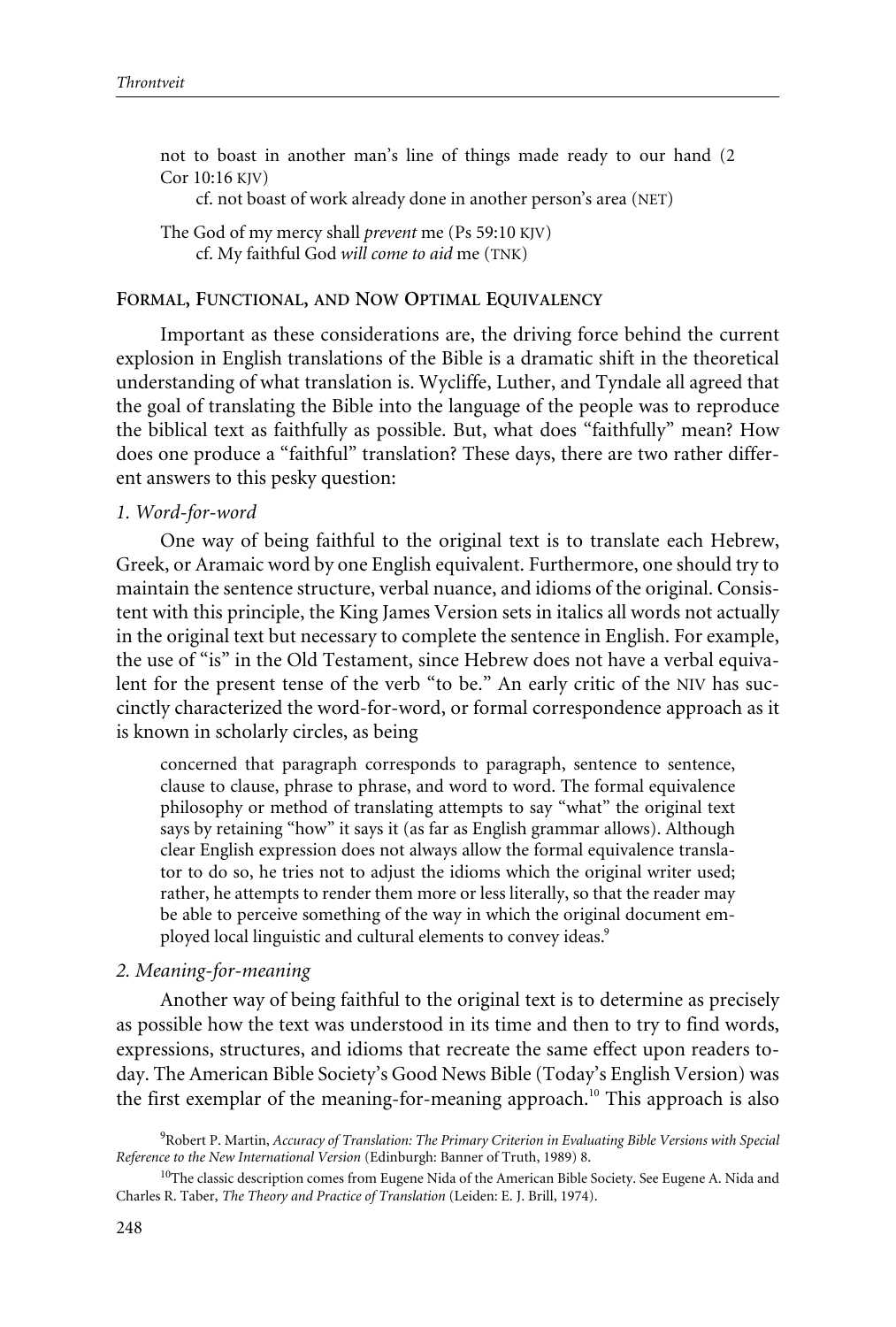not to boast in another man's line of things made ready to our hand (2 Cor 10:16 KJV)

cf. not boast of work already done in another person's area (NET)

The God of my mercy shall *prevent* me (Ps 59:10 KJV)

cf. My faithful God *will come to aid* me (TNK)

## Formal, Functional, and Now Optimal Equivalency

Important as these considerations are, the driving force behind the current explosion in English translations of the Bible is a dramatic shift in the theoretical understanding of what translation is. Wycliffe, Luther, and Tyndale all agreed that the goal of translating the Bible into the language of the people was to reproduce the biblical text as faithfully as possible. But, what does "faithfully" mean? How does one produce a "faithful" translation? These days, there are two rather different answers to this pesky question:

*1. Word-for-word*

One way of being faithful to the original text is to translate each Hebrew, Greek, or Aramaic word by one English equivalent. Furthermore, one should try to maintain the sentence structure, verbal nuance, and idioms of the original. Consistent with this principle, the King James Version sets in italics all words not actually in the original text but necessary to complete the sentence in English. For example, the use of "is" in the Old Testament, since Hebrew does not have a verbal equivalent for the present tense of the verb "to be." An early critic of the NIV has succinctly characterized the word-for-word, or formal correspondence approach as it is known in scholarly circles, as being

> concerned that paragraph corresponds to paragraph, sentence to sentence, clause to clause, phrase to phrase, and word to word. The formal equivalence philosophy or method of translating attempts to say "what" the original text says by retaining "how" it says it (as far as English grammar allows). Although clear English expression does not always allow the formal equivalence translator to do so, he tries not to adjust the idioms which the original writer used; rather, he attempts to render them more or less literally, so that the reader may be able to perceive something of the way in which the original document employed local linguistic and cultural elements to convey ideas.[9]

*2. Meaning-for-meaning*

Another way of being faithful to the original text is to determine as precisely as possible how the text was understood in its time and then to try to find words, expressions, structures, and idioms that recreate the same effect upon readers today. The American Bible Society's Good News Bible (Today's English Version) was the first exemplar of the meaning-for-meaning approach.[10] This approach is also

[9]Robert P. Martin, *Accuracy of Translation: The Primary Criterion in Evaluating Bible Versions with Special Reference to the New International Version* (Edinburgh: Banner of Truth, 1989) 8.

[10]The classic description comes from Eugene Nida of the American Bible Society. See Eugene A. Nida and Charles R. Taber, *The Theory and Practice of Translation* (Leiden: E. J. Brill, 1974).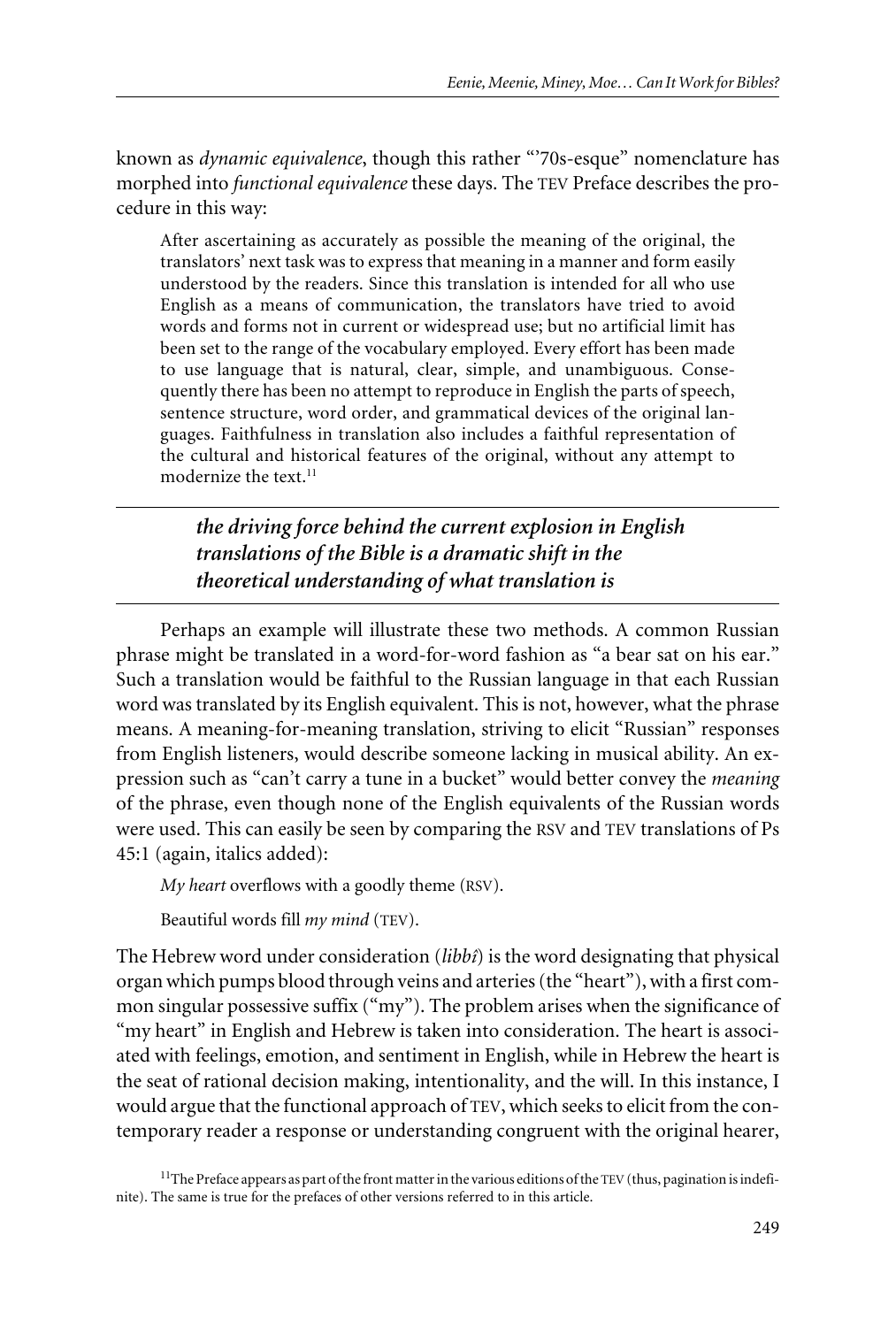known as *dynamic equivalence*, though this rather "'70s-esque" nomenclature has morphed into *functional equivalence* these days. The TEV Preface describes the procedure in this way:

> After ascertaining as accurately as possible the meaning of the original, the translators' next task was to express that meaning in a manner and form easily understood by the readers. Since this translation is intended for all who use English as a means of communication, the translators have tried to avoid words and forms not in current or widespread use; but no artificial limit has been set to the range of the vocabulary employed. Every effort has been made to use language that is natural, clear, simple, and unambiguous. Consequently there has been no attempt to reproduce in English the parts of speech, sentence structure, word order, and grammatical devices of the original languages. Faithfulness in translation also includes a faithful representation of the cultural and historical features of the original, without any attempt to modernize the text.[11]

---

***the driving force behind the current explosion in English translations of the Bible is a dramatic shift in the theoretical understanding of what translation is***

---

Perhaps an example will illustrate these two methods. A common Russian phrase might be translated in a word-for-word fashion as "a bear sat on his ear." Such a translation would be faithful to the Russian language in that each Russian word was translated by its English equivalent. This is not, however, what the phrase means. A meaning-for-meaning translation, striving to elicit "Russian" responses from English listeners, would describe someone lacking in musical ability. An expression such as "can't carry a tune in a bucket" would better convey the *meaning* of the phrase, even though none of the English equivalents of the Russian words were used. This can easily be seen by comparing the RSV and TEV translations of Ps 45:1 (again, italics added):

> *My heart* overflows with a goodly theme (RSV).
>
> Beautiful words fill *my mind* (TEV).

The Hebrew word under consideration (*libbî*) is the word designating that physical organ which pumps blood through veins and arteries (the "heart"), with a first common singular possessive suffix ("my"). The problem arises when the significance of "my heart" in English and Hebrew is taken into consideration. The heart is associated with feelings, emotion, and sentiment in English, while in Hebrew the heart is the seat of rational decision making, intentionality, and the will. In this instance, I would argue that the functional approach of TEV, which seeks to elicit from the contemporary reader a response or understanding congruent with the original hearer,

[11] The Preface appears as part of the front matter in the various editions of the TEV (thus, pagination is indefinite). The same is true for the prefaces of other versions referred to in this article.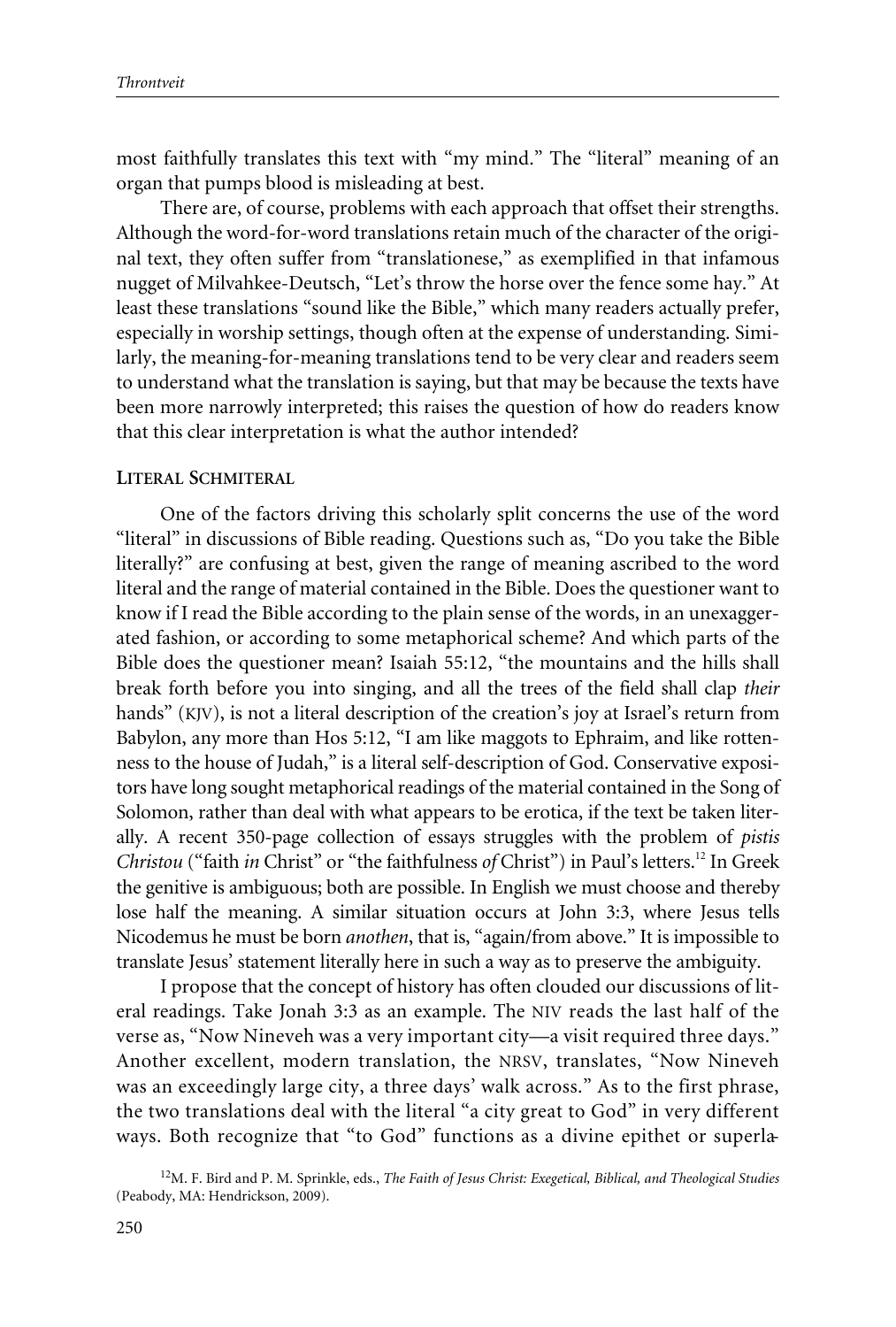most faithfully translates this text with "my mind." The "literal" meaning of an organ that pumps blood is misleading at best.

There are, of course, problems with each approach that offset their strengths. Although the word-for-word translations retain much of the character of the original text, they often suffer from "translationese," as exemplified in that infamous nugget of Milvahkee-Deutsch, "Let's throw the horse over the fence some hay." At least these translations "sound like the Bible," which many readers actually prefer, especially in worship settings, though often at the expense of understanding. Similarly, the meaning-for-meaning translations tend to be very clear and readers seem to understand what the translation is saying, but that may be because the texts have been more narrowly interpreted; this raises the question of how do readers know that this clear interpretation is what the author intended?

### Literal Schmiteral

One of the factors driving this scholarly split concerns the use of the word "literal" in discussions of Bible reading. Questions such as, "Do you take the Bible literally?" are confusing at best, given the range of meaning ascribed to the word literal and the range of material contained in the Bible. Does the questioner want to know if I read the Bible according to the plain sense of the words, in an unexaggerated fashion, or according to some metaphorical scheme? And which parts of the Bible does the questioner mean? Isaiah 55:12, "the mountains and the hills shall break forth before you into singing, and all the trees of the field shall clap *their* hands" (KJV), is not a literal description of the creation's joy at Israel's return from Babylon, any more than Hos 5:12, "I am like maggots to Ephraim, and like rottenness to the house of Judah," is a literal self-description of God. Conservative expositors have long sought metaphorical readings of the material contained in the Song of Solomon, rather than deal with what appears to be erotica, if the text be taken literally. A recent 350-page collection of essays struggles with the problem of *pistis Christou* ("faith *in* Christ" or "the faithfulness *of* Christ") in Paul's letters.[12] In Greek the genitive is ambiguous; both are possible. In English we must choose and thereby lose half the meaning. A similar situation occurs at John 3:3, where Jesus tells Nicodemus he must be born *anothen*, that is, "again/from above." It is impossible to translate Jesus' statement literally here in such a way as to preserve the ambiguity.

I propose that the concept of history has often clouded our discussions of literal readings. Take Jonah 3:3 as an example. The NIV reads the last half of the verse as, "Now Nineveh was a very important city—a visit required three days." Another excellent, modern translation, the NRSV, translates, "Now Nineveh was an exceedingly large city, a three days' walk across." As to the first phrase, the two translations deal with the literal "a city great to God" in very different ways. Both recognize that "to God" functions as a divine epithet or superla-

[12] M. F. Bird and P. M. Sprinkle, eds., *The Faith of Jesus Christ: Exegetical, Biblical, and Theological Studies* (Peabody, MA: Hendrickson, 2009).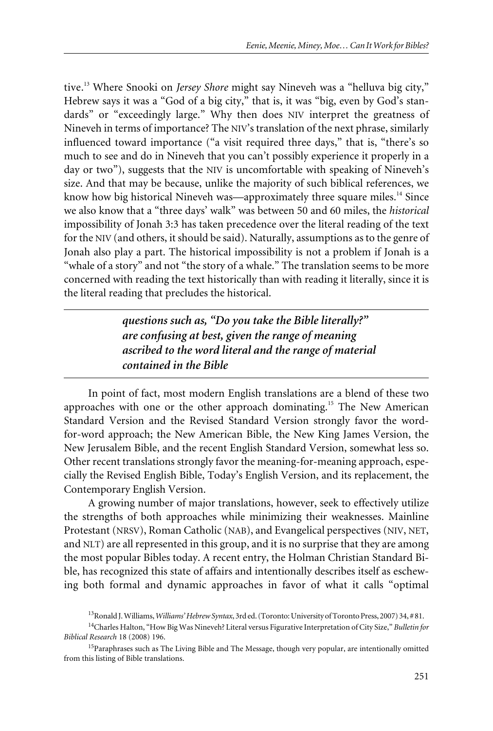tive.[13] Where Snooki on *Jersey Shore* might say Nineveh was a "helluva big city," Hebrew says it was a "God of a big city," that is, it was "big, even by God's standards" or "exceedingly large." Why then does NIV interpret the greatness of Nineveh in terms of importance? The NIV's translation of the next phrase, similarly influenced toward importance ("a visit required three days," that is, "there's so much to see and do in Nineveh that you can't possibly experience it properly in a day or two"), suggests that the NIV is uncomfortable with speaking of Nineveh's size. And that may be because, unlike the majority of such biblical references, we know how big historical Nineveh was—approximately three square miles.[14] Since we also know that a "three days' walk" was between 50 and 60 miles, the *historical* impossibility of Jonah 3:3 has taken precedence over the literal reading of the text for the NIV (and others, it should be said). Naturally, assumptions as to the genre of Jonah also play a part. The historical impossibility is not a problem if Jonah is a "whale of a story" and not "the story of a whale." The translation seems to be more concerned with reading the text historically than with reading it literally, since it is the literal reading that precludes the historical.

> ***questions such as, "Do you take the Bible literally?" are confusing at best, given the range of meaning ascribed to the word literal and the range of material contained in the Bible***

In point of fact, most modern English translations are a blend of these two approaches with one or the other approach dominating.[15] The New American Standard Version and the Revised Standard Version strongly favor the word-for-word approach; the New American Bible, the New King James Version, the New Jerusalem Bible, and the recent English Standard Version, somewhat less so. Other recent translations strongly favor the meaning-for-meaning approach, especially the Revised English Bible, Today's English Version, and its replacement, the Contemporary English Version.

A growing number of major translations, however, seek to effectively utilize the strengths of both approaches while minimizing their weaknesses. Mainline Protestant (NRSV), Roman Catholic (NAB), and Evangelical perspectives (NIV, NET, and NLT) are all represented in this group, and it is no surprise that they are among the most popular Bibles today. A recent entry, the Holman Christian Standard Bible, has recognized this state of affairs and intentionally describes itself as eschewing both formal and dynamic approaches in favor of what it calls "optimal

[13] Ronald J. Williams, *Williams' Hebrew Syntax*, 3rd ed. (Toronto: University of Toronto Press, 2007) 34, # 81.

[14] Charles Halton, "How Big Was Nineveh? Literal versus Figurative Interpretation of City Size," *Bulletin for Biblical Research* 18 (2008) 196.

[15] Paraphrases such as The Living Bible and The Message, though very popular, are intentionally omitted from this listing of Bible translations.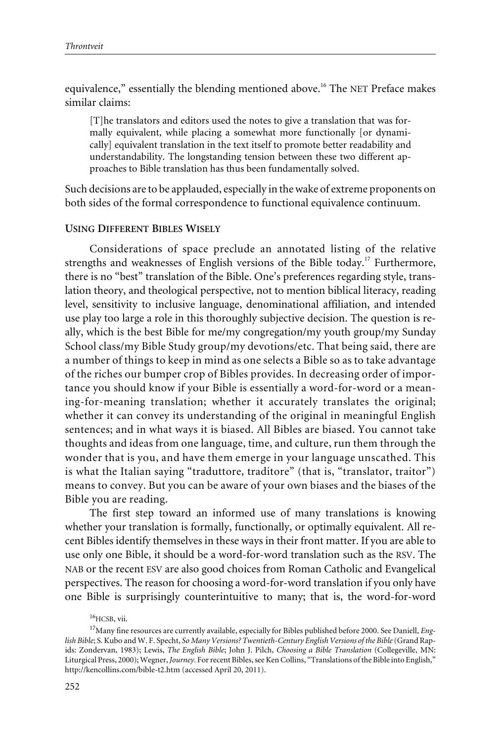equivalence," essentially the blending mentioned above.[16] The NET Preface makes similar claims:

> [T]he translators and editors used the notes to give a translation that was formally equivalent, while placing a somewhat more functionally [or dynamically] equivalent translation in the text itself to promote better readability and understandability. The longstanding tension between these two different approaches to Bible translation has thus been fundamentally solved.

Such decisions are to be applauded, especially in the wake of extreme proponents on both sides of the formal correspondence to functional equivalence continuum.

## USING DIFFERENT BIBLES WISELY

Considerations of space preclude an annotated listing of the relative strengths and weaknesses of English versions of the Bible today.[17] Furthermore, there is no "best" translation of the Bible. One's preferences regarding style, translation theory, and theological perspective, not to mention biblical literacy, reading level, sensitivity to inclusive language, denominational affiliation, and intended use play too large a role in this thoroughly subjective decision. The question is really, which is the best Bible for me/my congregation/my youth group/my Sunday School class/my Bible Study group/my devotions/etc. That being said, there are a number of things to keep in mind as one selects a Bible so as to take advantage of the riches our bumper crop of Bibles provides. In decreasing order of importance you should know if your Bible is essentially a word-for-word or a meaning-for-meaning translation; whether it accurately translates the original; whether it can convey its understanding of the original in meaningful English sentences; and in what ways it is biased. All Bibles are biased. You cannot take thoughts and ideas from one language, time, and culture, run them through the wonder that is you, and have them emerge in your language unscathed. This is what the Italian saying "traduttore, traditore" (that is, "translator, traitor") means to convey. But you can be aware of your own biases and the biases of the Bible you are reading.

The first step toward an informed use of many translations is knowing whether your translation is formally, functionally, or optimally equivalent. All recent Bibles identify themselves in these ways in their front matter. If you are able to use only one Bible, it should be a word-for-word translation such as the RSV. The NAB or the recent ESV are also good choices from Roman Catholic and Evangelical perspectives. The reason for choosing a word-for-word translation if you only have one Bible is surprisingly counterintuitive to many; that is, the word-for-word

---

[16] HCSB, vii.

[17] Many fine resources are currently available, especially for Bibles published before 2000. See Daniell, *English Bible*; S. Kubo and W. F. Specht, *So Many Versions? Twentieth-Century English Versions of the Bible* (Grand Rapids: Zondervan, 1983); Lewis, *The English Bible*; John J. Pilch, *Choosing a Bible Translation* (Collegeville, MN: Liturgical Press, 2000); Wegner, *Journey*. For recent Bibles, see Ken Collins, "Translations of the Bible into English," http://kencollins.com/bible-t2.htm (accessed April 20, 2011).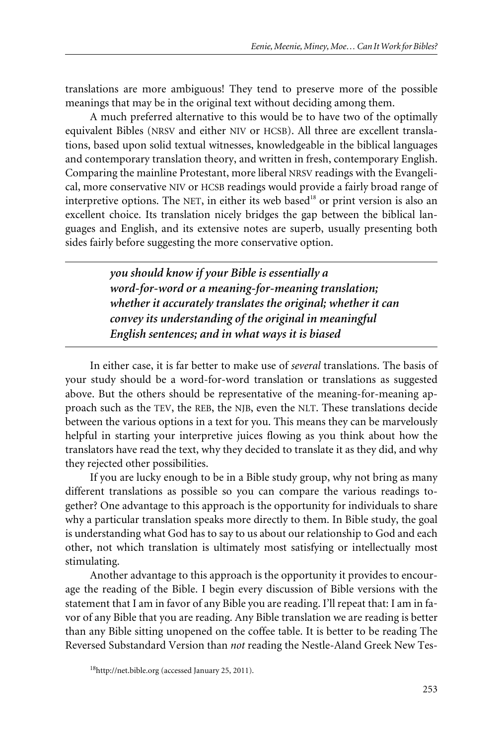translations are more ambiguous! They tend to preserve more of the possible meanings that may be in the original text without deciding among them.

A much preferred alternative to this would be to have two of the optimally equivalent Bibles (NRSV and either NIV or HCSB). All three are excellent translations, based upon solid textual witnesses, knowledgeable in the biblical languages and contemporary translation theory, and written in fresh, contemporary English. Comparing the mainline Protestant, more liberal NRSV readings with the Evangelical, more conservative NIV or HCSB readings would provide a fairly broad range of interpretive options. The NET, in either its web based[18] or print version is also an excellent choice. Its translation nicely bridges the gap between the biblical languages and English, and its extensive notes are superb, usually presenting both sides fairly before suggesting the more conservative option.

---

> ***you should know if your Bible is essentially a word-for-word or a meaning-for-meaning translation; whether it accurately translates the original; whether it can convey its understanding of the original in meaningful English sentences; and in what ways it is biased***

---

In either case, it is far better to make use of *several* translations. The basis of your study should be a word-for-word translation or translations as suggested above. But the others should be representative of the meaning-for-meaning approach such as the TEV, the REB, the NJB, even the NLT. These translations decide between the various options in a text for you. This means they can be marvelously helpful in starting your interpretive juices flowing as you think about how the translators have read the text, why they decided to translate it as they did, and why they rejected other possibilities.

If you are lucky enough to be in a Bible study group, why not bring as many different translations as possible so you can compare the various readings together? One advantage to this approach is the opportunity for individuals to share why a particular translation speaks more directly to them. In Bible study, the goal is understanding what God has to say to us about our relationship to God and each other, not which translation is ultimately most satisfying or intellectually most stimulating.

Another advantage to this approach is the opportunity it provides to encourage the reading of the Bible. I begin every discussion of Bible versions with the statement that I am in favor of any Bible you are reading. I'll repeat that: I am in favor of any Bible that you are reading. Any Bible translation we are reading is better than any Bible sitting unopened on the coffee table. It is better to be reading The Reversed Substandard Version than *not* reading the Nestle-Aland Greek New Tes-

[18]http://net.bible.org (accessed January 25, 2011).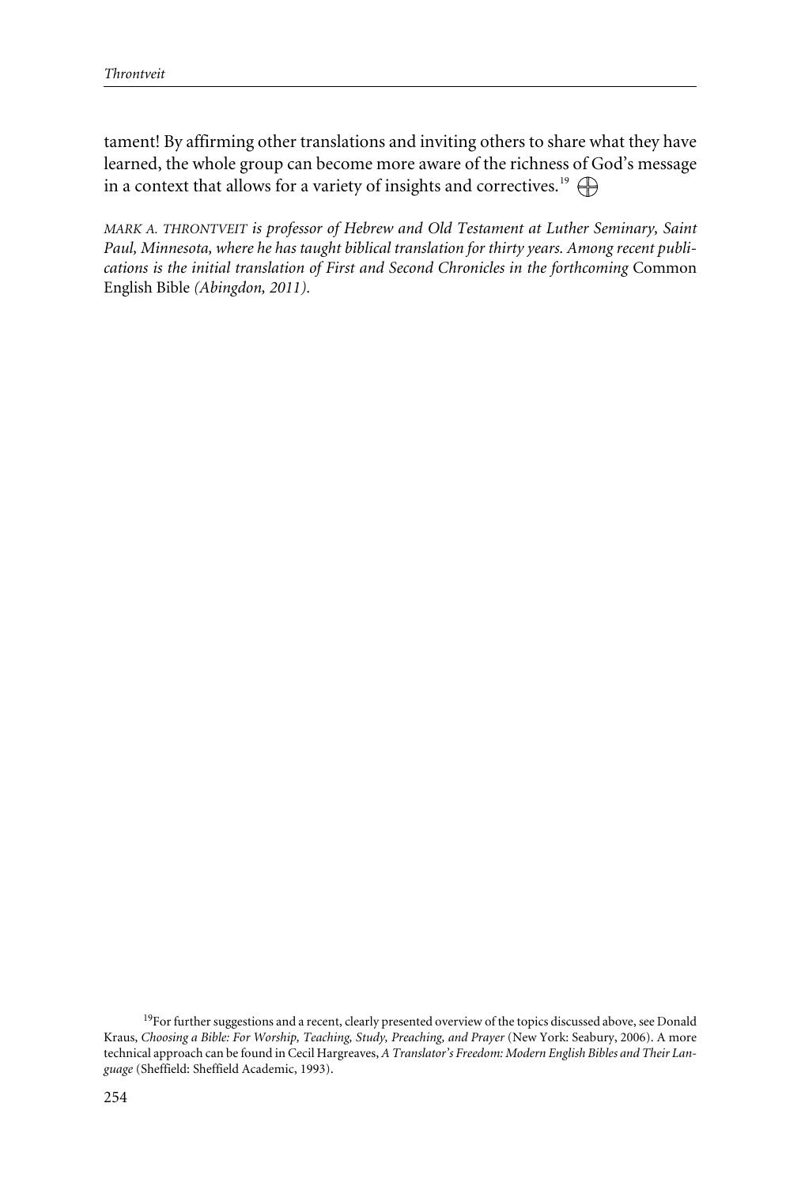tament! By affirming other translations and inviting others to share what they have learned, the whole group can become more aware of the richness of God's message in a context that allows for a variety of insights and correctives.[19]

*MARK A. THRONTVEIT is professor of Hebrew and Old Testament at Luther Seminary, Saint Paul, Minnesota, where he has taught biblical translation for thirty years. Among recent publications is the initial translation of First and Second Chronicles in the forthcoming* Common English Bible *(Abingdon, 2011).*

[19]For further suggestions and a recent, clearly presented overview of the topics discussed above, see Donald Kraus, *Choosing a Bible: For Worship, Teaching, Study, Preaching, and Prayer* (New York: Seabury, 2006). A more technical approach can be found in Cecil Hargreaves, *A Translator's Freedom: Modern English Bibles and Their Language* (Sheffield: Sheffield Academic, 1993).